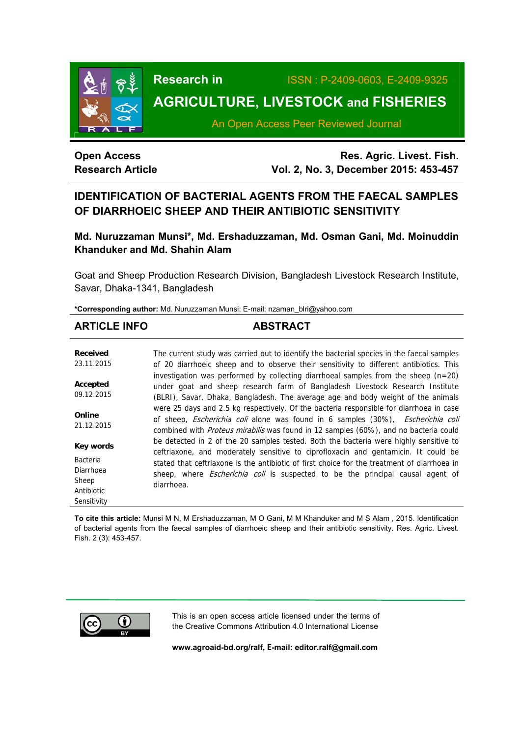Research in **AGRICULTURE, LIVESTOCK and FISHERIES**

ISSN : P-2409-0603, E-2409-9325

An Open Access Peer Reviewed Journal

**Open Access**
**Research Article**

**Res. Agric. Livest. Fish.**
**Vol. 2, No. 3, December 2015: 453-457**

# IDENTIFICATION OF BACTERIAL AGENTS FROM THE FAECAL SAMPLES OF DIARRHOEIC SHEEP AND THEIR ANTIBIOTIC SENSITIVITY

**Md. Nuruzzaman Munsi*, Md. Ershaduzzaman, Md. Osman Gani, Md. Moinuddin Khanduker and Md. Shahin Alam**

Goat and Sheep Production Research Division, Bangladesh Livestock Research Institute, Savar, Dhaka-1341, Bangladesh

***Corresponding author:** Md. Nuruzzaman Munsi; E-mail: nzaman_blri@yahoo.com

## ARTICLE INFO

**Received**
23.11.2015

**Accepted**
09.12.2015

**Online**
21.12.2015

**Key words**
Bacteria
Diarrhoea
Sheep
Antibiotic
Sensitivity

## ABSTRACT

The current study was carried out to identify the bacterial species in the faecal samples of 20 diarrhoeic sheep and to observe their sensitivity to different antibiotics. This investigation was performed by collecting diarrhoeal samples from the sheep (n=20) under goat and sheep research farm of Bangladesh Livestock Research Institute (BLRI), Savar, Dhaka, Bangladesh. The average age and body weight of the animals were 25 days and 2.5 kg respectively. Of the bacteria responsible for diarrhoea in case of sheep, *Escherichia coli* alone was found in 6 samples (30%), *Escherichia coli* combined with *Proteus mirabilis* was found in 12 samples (60%), and no bacteria could be detected in 2 of the 20 samples tested. Both the bacteria were highly sensitive to ceftriaxone, and moderately sensitive to ciprofloxacin and gentamicin. It could be stated that ceftriaxone is the antibiotic of first choice for the treatment of diarrhoea in sheep, where *Escherichia coli* is suspected to be the principal causal agent of diarrhoea.

**To cite this article:** Munsi M N, M Ershaduzzaman, M O Gani, M M Khanduker and M S Alam , 2015. Identification of bacterial agents from the faecal samples of diarrhoeic sheep and their antibiotic sensitivity. Res. Agric. Livest. Fish. 2 (3): 453-457.

This is an open access article licensed under the terms of the Creative Commons Attribution 4.0 International License

**www.agroaid-bd.org/ralf, E-mail: editor.ralf@gmail.com**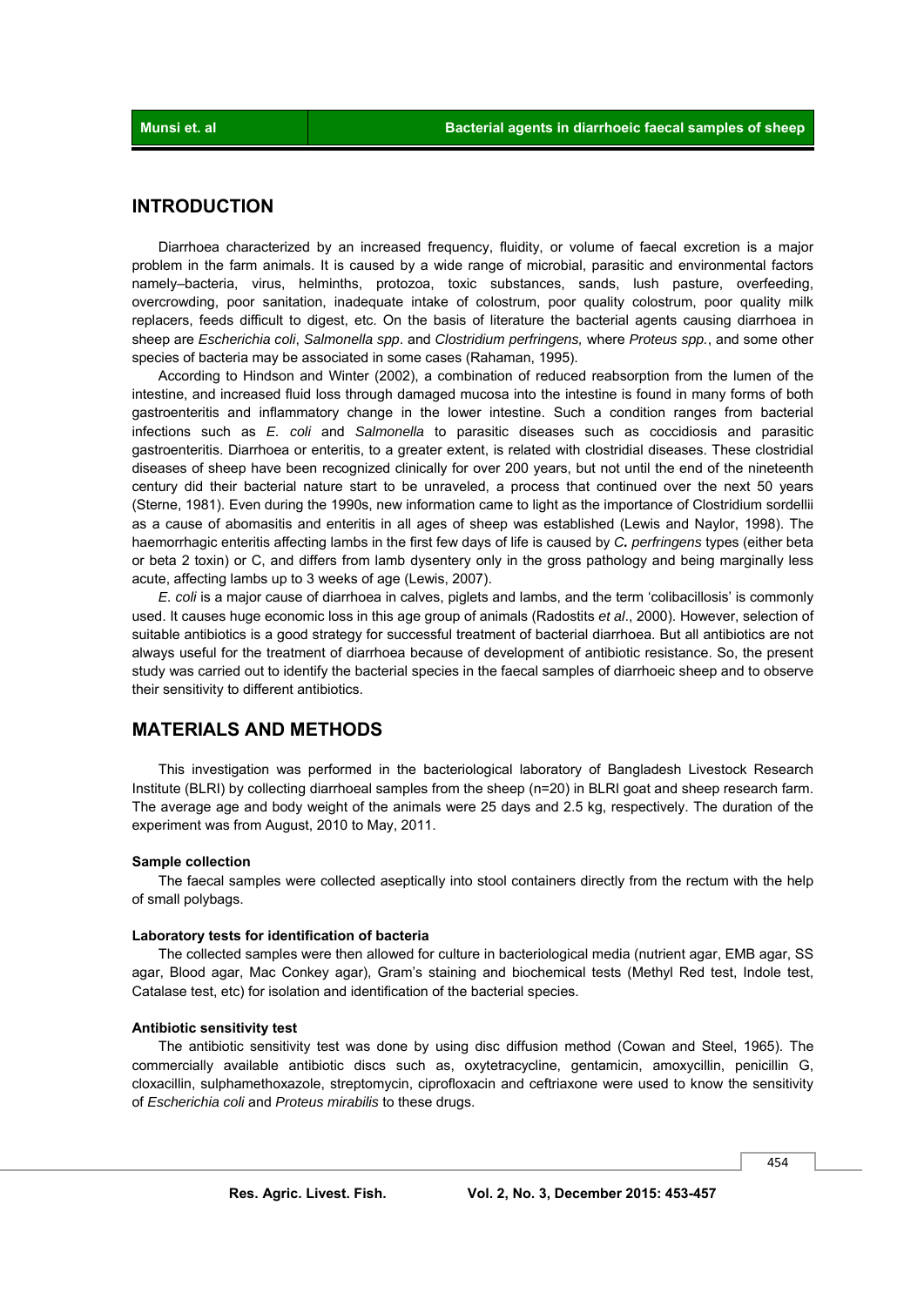## INTRODUCTION

Diarrhoea characterized by an increased frequency, fluidity, or volume of faecal excretion is a major problem in the farm animals. It is caused by a wide range of microbial, parasitic and environmental factors namely–bacteria, virus, helminths, protozoa, toxic substances, sands, lush pasture, overfeeding, overcrowding, poor sanitation, inadequate intake of colostrum, poor quality colostrum, poor quality milk replacers, feeds difficult to digest, etc. On the basis of literature the bacterial agents causing diarrhoea in sheep are *Escherichia coli*, *Salmonella spp*. and *Clostridium perfringens,* where *Proteus spp.*, and some other species of bacteria may be associated in some cases (Rahaman, 1995).

According to Hindson and Winter (2002), a combination of reduced reabsorption from the lumen of the intestine, and increased fluid loss through damaged mucosa into the intestine is found in many forms of both gastroenteritis and inflammatory change in the lower intestine. Such a condition ranges from bacterial infections such as *E. coli* and *Salmonella* to parasitic diseases such as coccidiosis and parasitic gastroenteritis. Diarrhoea or enteritis, to a greater extent, is related with clostridial diseases. These clostridial diseases of sheep have been recognized clinically for over 200 years, but not until the end of the nineteenth century did their bacterial nature start to be unraveled, a process that continued over the next 50 years (Sterne, 1981). Even during the 1990s, new information came to light as the importance of Clostridium sordellii as a cause of abomasitis and enteritis in all ages of sheep was established (Lewis and Naylor, 1998). The haemorrhagic enteritis affecting lambs in the first few days of life is caused by *C. perfringens* types (either beta or beta 2 toxin) or C, and differs from lamb dysentery only in the gross pathology and being marginally less acute, affecting lambs up to 3 weeks of age (Lewis, 2007).

*E. coli* is a major cause of diarrhoea in calves, piglets and lambs, and the term 'colibacillosis' is commonly used. It causes huge economic loss in this age group of animals (Radostits *et al*., 2000). However, selection of suitable antibiotics is a good strategy for successful treatment of bacterial diarrhoea. But all antibiotics are not always useful for the treatment of diarrhoea because of development of antibiotic resistance. So, the present study was carried out to identify the bacterial species in the faecal samples of diarrhoeic sheep and to observe their sensitivity to different antibiotics.

## MATERIALS AND METHODS

This investigation was performed in the bacteriological laboratory of Bangladesh Livestock Research Institute (BLRI) by collecting diarrhoeal samples from the sheep (n=20) in BLRI goat and sheep research farm. The average age and body weight of the animals were 25 days and 2.5 kg, respectively. The duration of the experiment was from August, 2010 to May, 2011.

### Sample collection

The faecal samples were collected aseptically into stool containers directly from the rectum with the help of small polybags.

### Laboratory tests for identification of bacteria

The collected samples were then allowed for culture in bacteriological media (nutrient agar, EMB agar, SS agar, Blood agar, Mac Conkey agar), Gram's staining and biochemical tests (Methyl Red test, Indole test, Catalase test, etc) for isolation and identification of the bacterial species.

### Antibiotic sensitivity test

The antibiotic sensitivity test was done by using disc diffusion method (Cowan and Steel, 1965). The commercially available antibiotic discs such as, oxytetracycline, gentamicin, amoxycillin, penicillin G, cloxacillin, sulphamethoxazole, streptomycin, ciprofloxacin and ceftriaxone were used to know the sensitivity of *Escherichia coli* and *Proteus mirabilis* to these drugs.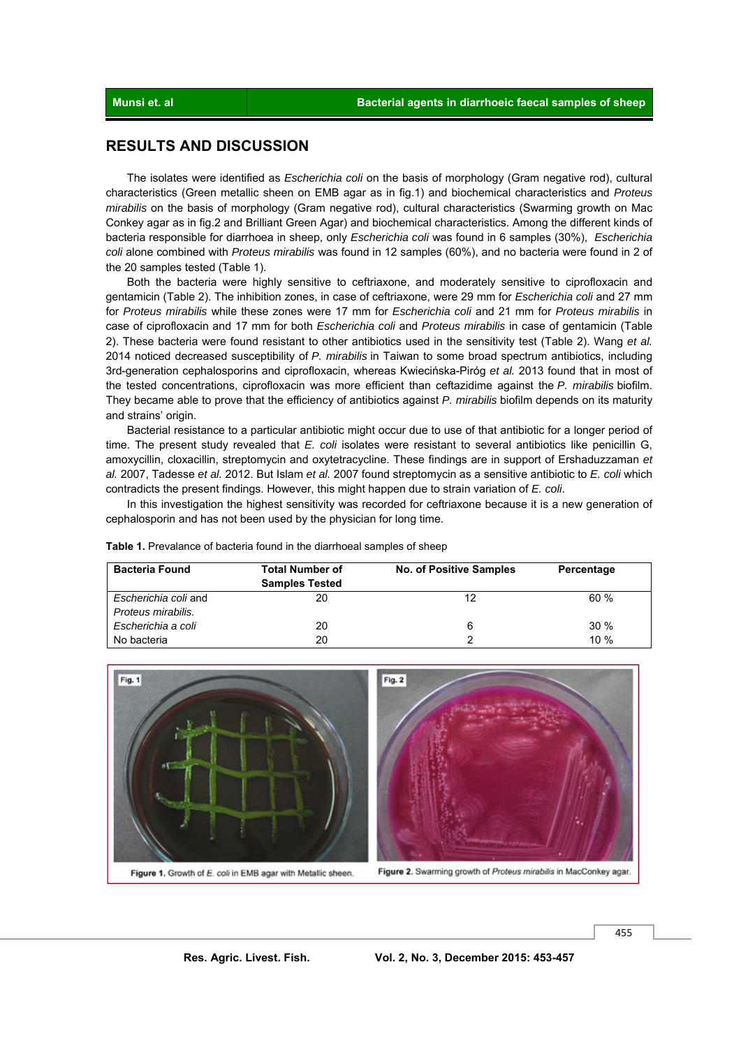## RESULTS AND DISCUSSION

The isolates were identified as *Escherichia coli* on the basis of morphology (Gram negative rod), cultural characteristics (Green metallic sheen on EMB agar as in fig.1) and biochemical characteristics and *Proteus mirabilis* on the basis of morphology (Gram negative rod), cultural characteristics (Swarming growth on Mac Conkey agar as in fig.2 and Brilliant Green Agar) and biochemical characteristics. Among the different kinds of bacteria responsible for diarrhoea in sheep, only *Escherichia coli* was found in 6 samples (30%), *Escherichia coli* alone combined with *Proteus mirabilis* was found in 12 samples (60%), and no bacteria were found in 2 of the 20 samples tested (Table 1).

Both the bacteria were highly sensitive to ceftriaxone, and moderately sensitive to ciprofloxacin and gentamicin (Table 2). The inhibition zones, in case of ceftriaxone, were 29 mm for *Escherichia coli* and 27 mm for *Proteus mirabilis* while these zones were 17 mm for *Escherichia coli* and 21 mm for *Proteus mirabilis* in case of ciprofloxacin and 17 mm for both *Escherichia coli* and *Proteus mirabilis* in case of gentamicin (Table 2). These bacteria were found resistant to other antibiotics used in the sensitivity test (Table 2). Wang *et al.* 2014 noticed decreased susceptibility of *P. mirabilis* in Taiwan to some broad spectrum antibiotics, including 3rd-generation cephalosporins and ciprofloxacin, whereas Kwiecińska-Piróg *et al.* 2013 found that in most of the tested concentrations, ciprofloxacin was more efficient than ceftazidime against the *P. mirabilis* biofilm. They became able to prove that the efficiency of antibiotics against *P. mirabilis* biofilm depends on its maturity and strains' origin.

Bacterial resistance to a particular antibiotic might occur due to use of that antibiotic for a longer period of time. The present study revealed that *E. coli* isolates were resistant to several antibiotics like penicillin G, amoxycillin, cloxacillin, streptomycin and oxytetracycline. These findings are in support of Ershaduzzaman *et al.* 2007, Tadesse *et al.* 2012. But Islam *et al.* 2007 found streptomycin as a sensitive antibiotic to *E. coli* which contradicts the present findings. However, this might happen due to strain variation of *E. coli*.

In this investigation the highest sensitivity was recorded for ceftriaxone because it is a new generation of cephalosporin and has not been used by the physician for long time.

**Table 1.** Prevalance of bacteria found in the diarrhoeal samples of sheep

| Bacteria Found | Total Number of Samples Tested | No. of Positive Samples | Percentage |
|---|---|---|---|
| *Escherichia coli* and *Proteus mirabilis.* | 20 | 12 | 60 % |
| *Escherichia a coli* | 20 | 6 | 30 % |
| No bacteria | 20 | 2 | 10 % |

Fig. 1

Figure 1. Growth of *E. coli* in EMB agar with Metallic sheen.

Fig. 2

Figure 2. Swarming growth of *Proteus mirabilis* in MacConkey agar.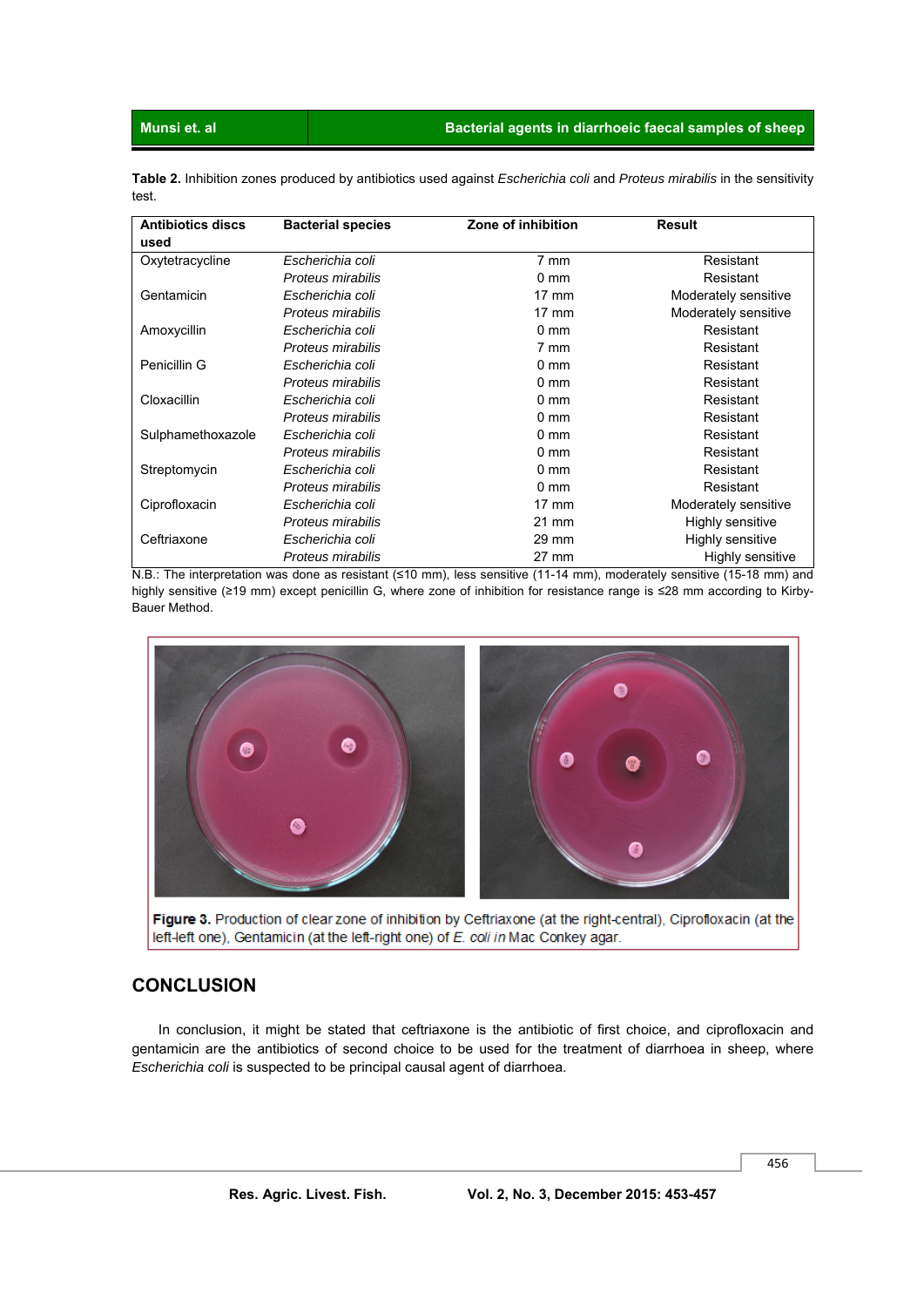**Table 2.** Inhibition zones produced by antibiotics used against *Escherichia coli* and *Proteus mirabilis* in the sensitivity test.

| Antibiotics discs used | Bacterial species | Zone of inhibition | Result |
|---|---|---|---|
| Oxytetracycline | *Escherichia coli* | 7 mm | Resistant |
| | *Proteus mirabilis* | 0 mm | Resistant |
| Gentamicin | *Escherichia coli* | 17 mm | Moderately sensitive |
| | *Proteus mirabilis* | 17 mm | Moderately sensitive |
| Amoxycillin | *Escherichia coli* | 0 mm | Resistant |
| | *Proteus mirabilis* | 7 mm | Resistant |
| Penicillin G | *Escherichia coli* | 0 mm | Resistant |
| | *Proteus mirabilis* | 0 mm | Resistant |
| Cloxacillin | *Escherichia coli* | 0 mm | Resistant |
| | *Proteus mirabilis* | 0 mm | Resistant |
| Sulphamethoxazole | *Escherichia coli* | 0 mm | Resistant |
| | *Proteus mirabilis* | 0 mm | Resistant |
| Streptomycin | *Escherichia coli* | 0 mm | Resistant |
| | *Proteus mirabilis* | 0 mm | Resistant |
| Ciprofloxacin | *Escherichia coli* | 17 mm | Moderately sensitive |
| | *Proteus mirabilis* | 21 mm | Highly sensitive |
| Ceftriaxone | *Escherichia coli* | 29 mm | Highly sensitive |
| | *Proteus mirabilis* | 27 mm | Highly sensitive |

N.B.: The interpretation was done as resistant (≤10 mm), less sensitive (11-14 mm), moderately sensitive (15-18 mm) and highly sensitive (≥19 mm) except penicillin G, where zone of inhibition for resistance range is ≤28 mm according to Kirby-Bauer Method.

**Figure 3.** Production of clear zone of inhibition by Ceftriaxone (at the right-central), Ciprofloxacin (at the left-left one), Gentamicin (at the left-right one) of *E. coli in* Mac Conkey agar.

## CONCLUSION

In conclusion, it might be stated that ceftriaxone is the antibiotic of first choice, and ciprofloxacin and gentamicin are the antibiotics of second choice to be used for the treatment of diarrhoea in sheep, where *Escherichia coli* is suspected to be principal causal agent of diarrhoea.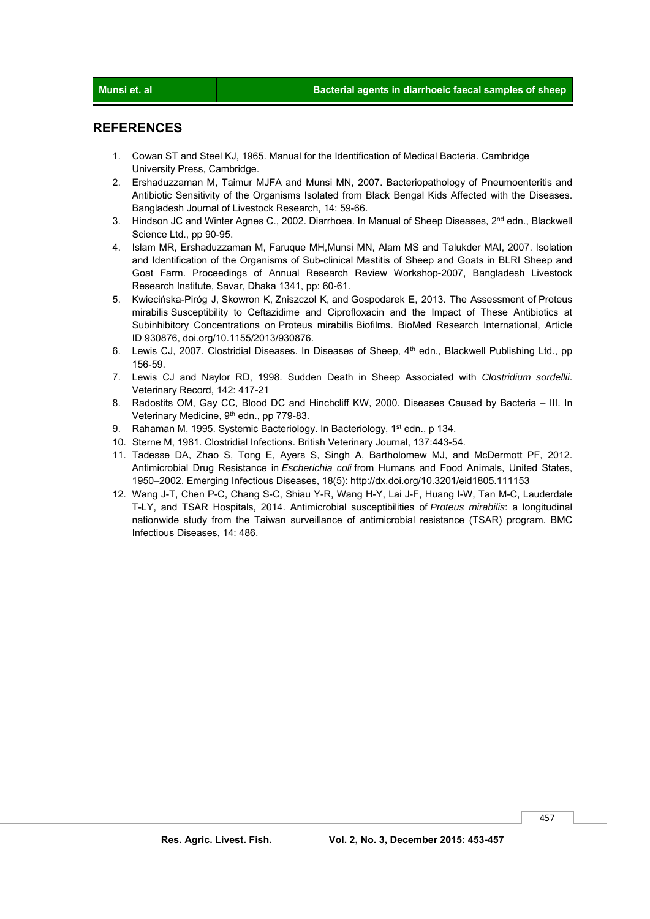## REFERENCES

1. Cowan ST and Steel KJ, 1965. Manual for the Identification of Medical Bacteria. Cambridge University Press, Cambridge.
2. Ershaduzzaman M, Taimur MJFA and Munsi MN, 2007. Bacteriopathology of Pneumoenteritis and Antibiotic Sensitivity of the Organisms Isolated from Black Bengal Kids Affected with the Diseases. Bangladesh Journal of Livestock Research, 14: 59-66.
3. Hindson JC and Winter Agnes C., 2002. Diarrhoea. In Manual of Sheep Diseases, 2nd edn., Blackwell Science Ltd., pp 90-95.
4. Islam MR, Ershaduzzaman M, Faruque MH,Munsi MN, Alam MS and Talukder MAI, 2007. Isolation and Identification of the Organisms of Sub-clinical Mastitis of Sheep and Goats in BLRI Sheep and Goat Farm. Proceedings of Annual Research Review Workshop-2007, Bangladesh Livestock Research Institute, Savar, Dhaka 1341, pp: 60-61.
5. Kwiecińska-Piróg J, Skowron K, Zniszczol K, and Gospodarek E, 2013. The Assessment of Proteus mirabilis Susceptibility to Ceftazidime and Ciprofloxacin and the Impact of These Antibiotics at Subinhibitory Concentrations on Proteus mirabilis Biofilms. BioMed Research International, Article ID 930876, doi.org/10.1155/2013/930876.
6. Lewis CJ, 2007. Clostridial Diseases. In Diseases of Sheep, 4th edn., Blackwell Publishing Ltd., pp 156-59.
7. Lewis CJ and Naylor RD, 1998. Sudden Death in Sheep Associated with *Clostridium sordellii*. Veterinary Record, 142: 417-21
8. Radostits OM, Gay CC, Blood DC and Hinchcliff KW, 2000. Diseases Caused by Bacteria – III. In Veterinary Medicine, 9th edn., pp 779-83.
9. Rahaman M, 1995. Systemic Bacteriology. In Bacteriology, 1st edn., p 134.
10. Sterne M, 1981. Clostridial Infections. British Veterinary Journal, 137:443-54.
11. Tadesse DA, Zhao S, Tong E, Ayers S, Singh A, Bartholomew MJ, and McDermott PF, 2012. Antimicrobial Drug Resistance in *Escherichia coli* from Humans and Food Animals, United States, 1950–2002. Emerging Infectious Diseases, 18(5): http://dx.doi.org/10.3201/eid1805.111153
12. Wang J-T, Chen P-C, Chang S-C, Shiau Y-R, Wang H-Y, Lai J-F, Huang I-W, Tan M-C, Lauderdale T-LY, and TSAR Hospitals, 2014. Antimicrobial susceptibilities of *Proteus mirabilis*: a longitudinal nationwide study from the Taiwan surveillance of antimicrobial resistance (TSAR) program. BMC Infectious Diseases, 14: 486.